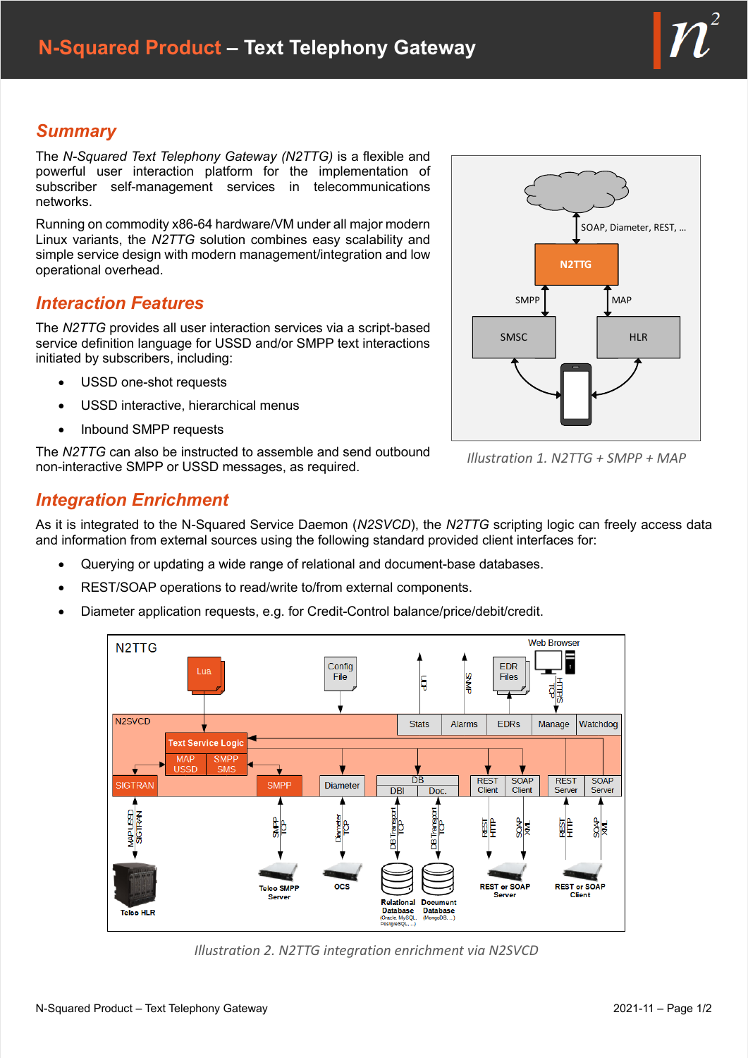# N-Squared Product – Text Telephony Gateway

## Summary

The *N-Squared Text Telephony Gateway (N2TTG)* is a flexible and powerful user interaction platform for the implementation of subscriber self-management services in telecommunications networks.

Running on commodity x86-64 hardware/VM under all major modern Linux variants, the *N2TTG* solution combines easy scalability and simple service design with modern management/integration and low operational overhead.

## Interaction Features

The *N2TTG* provides all user interaction services via a script-based service definition language for USSD and/or SMPP text interactions initiated by subscribers, including:

- USSD one-shot requests
- USSD interactive, hierarchical menus
- Inbound SMPP requests

The *N2TTG* can also be instructed to assemble and send outbound non-interactive SMPP or USSD messages, as required.

*Illustration 1. N2TTG + SMPP + MAP*

## Integration Enrichment

As it is integrated to the N-Squared Service Daemon (*N2SVCD*), the *N2TTG* scripting logic can freely access data and information from external sources using the following standard provided client interfaces for:

- Querying or updating a wide range of relational and document-base databases.
- REST/SOAP operations to read/write to/from external components.
- Diameter application requests, e.g. for Credit-Control balance/price/debit/credit.

*Illustration 2. N2TTG integration enrichment via N2SVCD*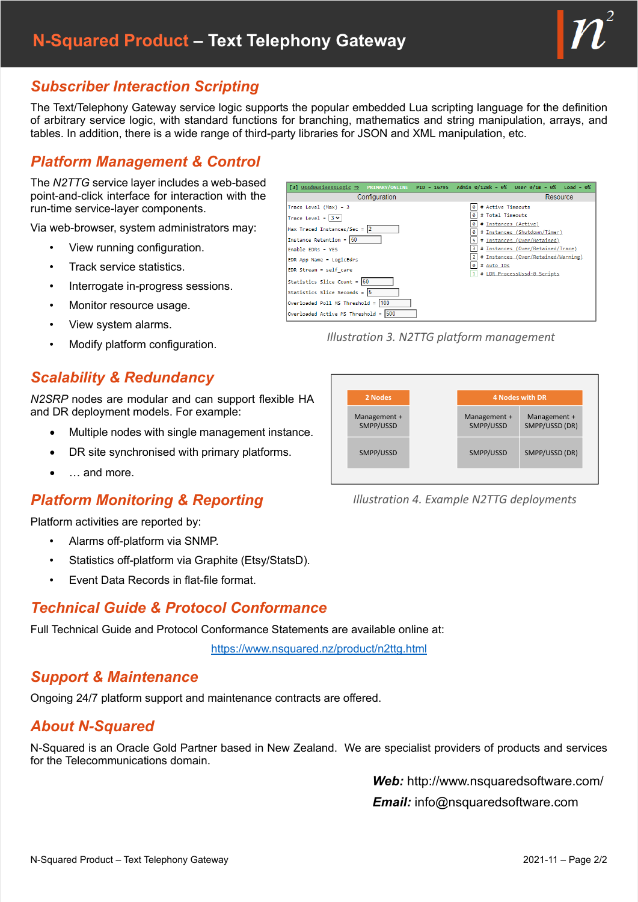# N-Squared Product – Text Telephony Gateway

## Subscriber Interaction Scripting

The Text/Telephony Gateway service logic supports the popular embedded Lua scripting language for the definition of arbitrary service logic, with standard functions for branching, mathematics and string manipulation, arrays, and tables. In addition, there is a wide range of third-party libraries for JSON and XML manipulation, etc.

## Platform Management & Control

The *N2TTG* service layer includes a web-based point-and-click interface for interaction with the run-time service-layer components.

Via web-browser, system administrators may:

- View running configuration.
- Track service statistics.
- Interrogate in-progress sessions.
- Monitor resource usage.
- View system alarms.
- Modify platform configuration.

*Illustration 3. N2TTG platform management*

## Scalability & Redundancy

*N2SRP* nodes are modular and can support flexible HA and DR deployment models. For example:

- Multiple nodes with single management instance.
- DR site synchronised with primary platforms.
- … and more.

2 Nodes
Management + SMPP/USSD
SMPP/USSD

4 Nodes with DR
Management + SMPP/USSD
Management + SMPP/USSD (DR)
SMPP/USSD
SMPP/USSD (DR)

*Illustration 4. Example N2TTG deployments*

## Platform Monitoring & Reporting

Platform activities are reported by:

- Alarms off-platform via SNMP.
- Statistics off-platform via Graphite (Etsy/StatsD).
- Event Data Records in flat-file format.

## Technical Guide & Protocol Conformance

Full Technical Guide and Protocol Conformance Statements are available online at:

https://www.nsquared.nz/product/n2ttg.html

## Support & Maintenance

Ongoing 24/7 platform support and maintenance contracts are offered.

## About N-Squared

N-Squared is an Oracle Gold Partner based in New Zealand. We are specialist providers of products and services for the Telecommunications domain.

***Web:*** http://www.nsquaredsoftware.com/

***Email:*** info@nsquaredsoftware.com